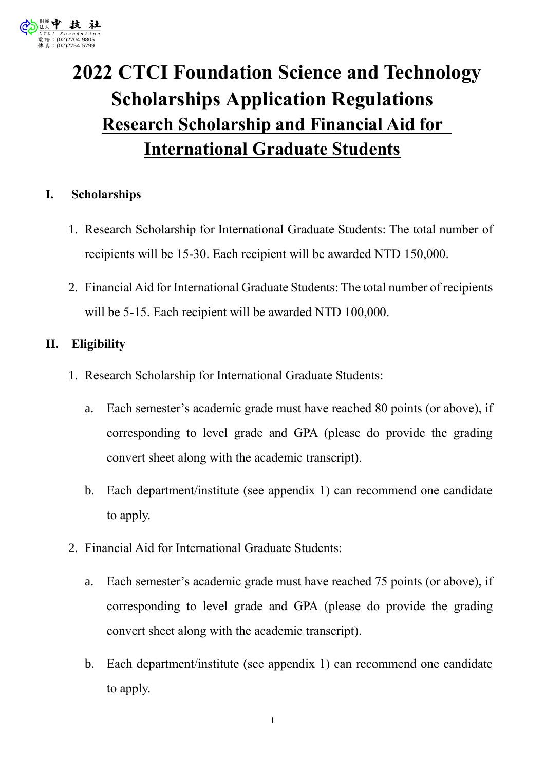# 2022 CTCI Foundation Science and Technology Scholarships Application Regulations

## Research Scholarship and Financial Aid for International Graduate Students

### I. Scholarships

1. Research Scholarship for International Graduate Students: The total number of recipients will be 15-30. Each recipient will be awarded NTD 150,000.
2. Financial Aid for International Graduate Students: The total number of recipients will be 5-15. Each recipient will be awarded NTD 100,000.

### II. Eligibility

1. Research Scholarship for International Graduate Students:
   a. Each semester's academic grade must have reached 80 points (or above), if corresponding to level grade and GPA (please do provide the grading convert sheet along with the academic transcript).
   b. Each department/institute (see appendix 1) can recommend one candidate to apply.
2. Financial Aid for International Graduate Students:
   a. Each semester's academic grade must have reached 75 points (or above), if corresponding to level grade and GPA (please do provide the grading convert sheet along with the academic transcript).
   b. Each department/institute (see appendix 1) can recommend one candidate to apply.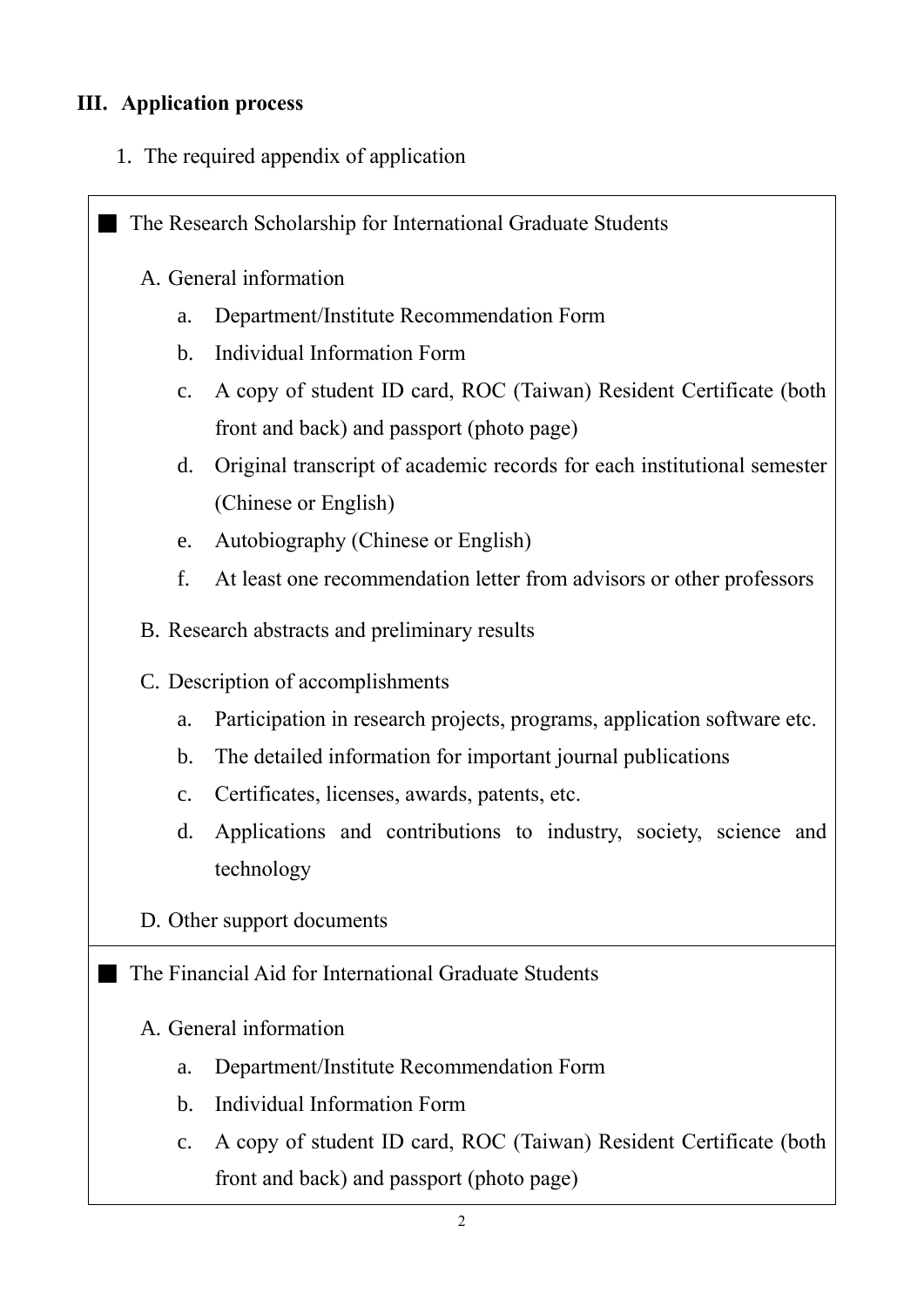## III. Application process

1. The required appendix of application

■ The Research Scholarship for International Graduate Students

A. General information

a. Department/Institute Recommendation Form
b. Individual Information Form
c. A copy of student ID card, ROC (Taiwan) Resident Certificate (both front and back) and passport (photo page)
d. Original transcript of academic records for each institutional semester (Chinese or English)
e. Autobiography (Chinese or English)
f. At least one recommendation letter from advisors or other professors

B. Research abstracts and preliminary results

C. Description of accomplishments

a. Participation in research projects, programs, application software etc.
b. The detailed information for important journal publications
c. Certificates, licenses, awards, patents, etc.
d. Applications and contributions to industry, society, science and technology

D. Other support documents

■ The Financial Aid for International Graduate Students

A. General information

a. Department/Institute Recommendation Form
b. Individual Information Form
c. A copy of student ID card, ROC (Taiwan) Resident Certificate (both front and back) and passport (photo page)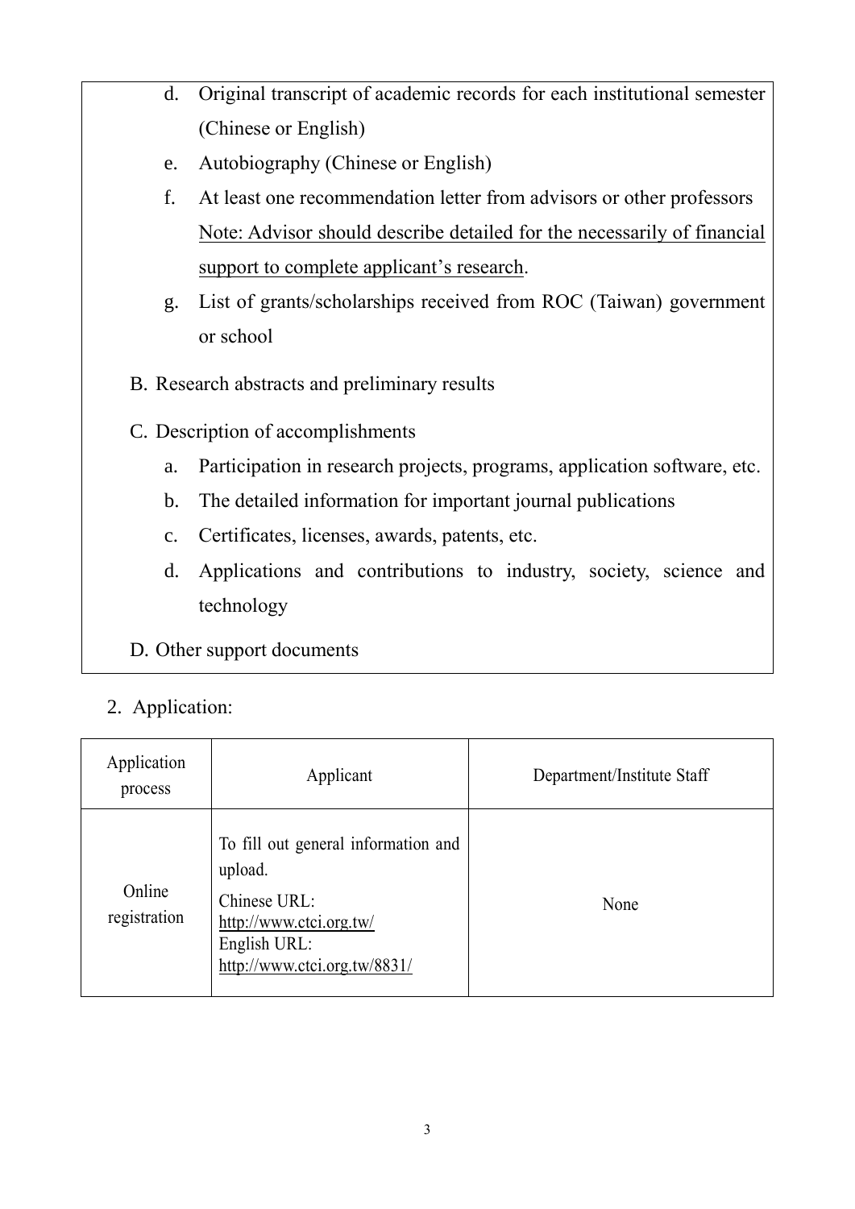d. Original transcript of academic records for each institutional semester (Chinese or English)

e. Autobiography (Chinese or English)

f. At least one recommendation letter from advisors or other professors
Note: Advisor should describe detailed for the necessarily of financial support to complete applicant's research.

g. List of grants/scholarships received from ROC (Taiwan) government or school

B. Research abstracts and preliminary results

C. Description of accomplishments

a. Participation in research projects, programs, application software, etc.

b. The detailed information for important journal publications

c. Certificates, licenses, awards, patents, etc.

d. Applications and contributions to industry, society, science and technology

D. Other support documents

2. Application:

| Application process | Applicant | Department/Institute Staff |
|---|---|---|
| Online registration | To fill out general information and upload.<br>Chinese URL: http://www.ctci.org.tw/<br>English URL: http://www.ctci.org.tw/8831/ | None |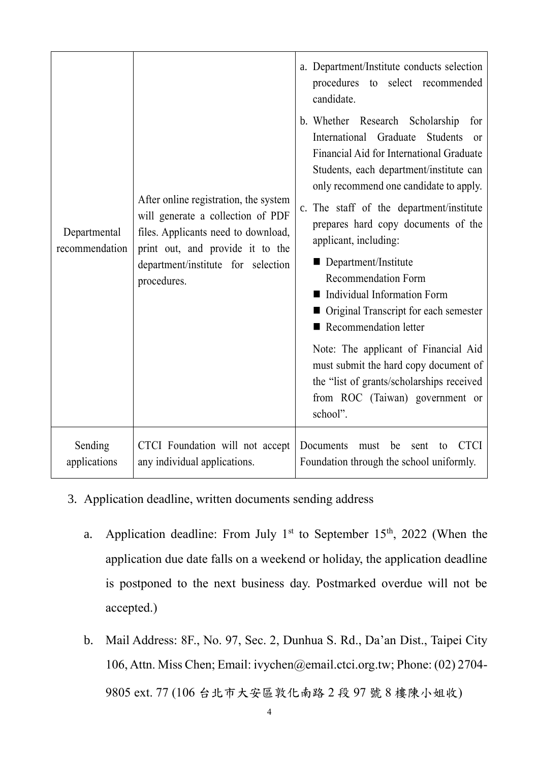| | | |
|---|---|---|
| Departmental recommendation | After online registration, the system will generate a collection of PDF files. Applicants need to download, print out, and provide it to the department/institute for selection procedures. | a. Department/Institute conducts selection procedures to select recommended candidate.<br>b. Whether Research Scholarship for International Graduate Students or Financial Aid for International Graduate Students, each department/institute can only recommend one candidate to apply.<br>c. The staff of the department/institute prepares hard copy documents of the applicant, including:<br>■ Department/Institute Recommendation Form<br>■ Individual Information Form<br>■ Original Transcript for each semester<br>■ Recommendation letter<br>Note: The applicant of Financial Aid must submit the hard copy document of the "list of grants/scholarships received from ROC (Taiwan) government or school". |
| Sending applications | CTCI Foundation will not accept any individual applications. | Documents must be sent to CTCI Foundation through the school uniformly. |

3. Application deadline, written documents sending address

   a. Application deadline: From July 1st to September 15th, 2022 (When the application due date falls on a weekend or holiday, the application deadline is postponed to the next business day. Postmarked overdue will not be accepted.)

   b. Mail Address: 8F., No. 97, Sec. 2, Dunhua S. Rd., Da'an Dist., Taipei City 106, Attn. Miss Chen; Email: ivychen@email.ctci.org.tw; Phone: (02) 2704-9805 ext. 77 (106 台北市大安區敦化南路 2 段 97 號 8 樓陳小姐收)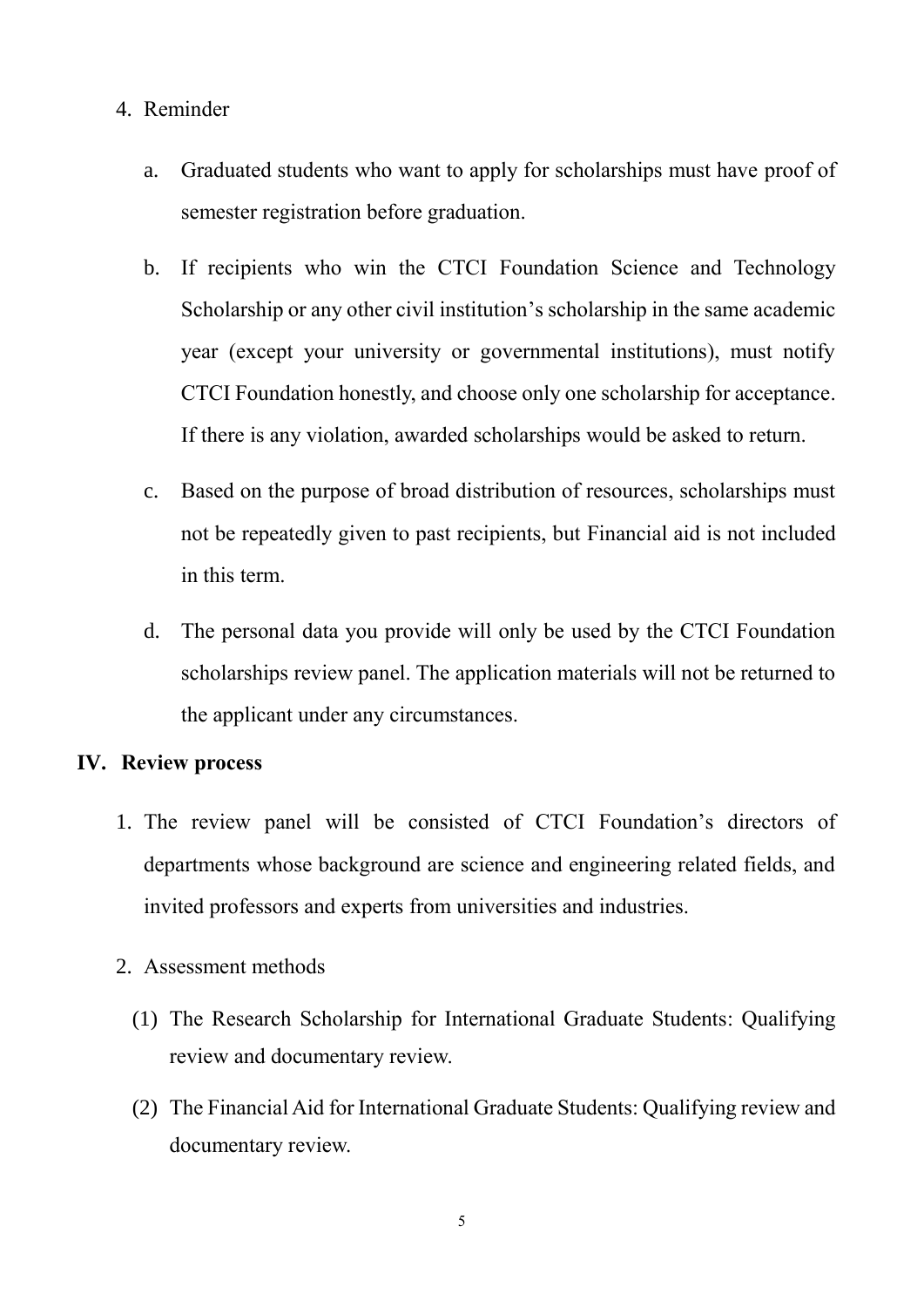4. Reminder

   a. Graduated students who want to apply for scholarships must have proof of semester registration before graduation.

   b. If recipients who win the CTCI Foundation Science and Technology Scholarship or any other civil institution's scholarship in the same academic year (except your university or governmental institutions), must notify CTCI Foundation honestly, and choose only one scholarship for acceptance. If there is any violation, awarded scholarships would be asked to return.

   c. Based on the purpose of broad distribution of resources, scholarships must not be repeatedly given to past recipients, but Financial aid is not included in this term.

   d. The personal data you provide will only be used by the CTCI Foundation scholarships review panel. The application materials will not be returned to the applicant under any circumstances.

## IV. Review process

1. The review panel will be consisted of CTCI Foundation's directors of departments whose background are science and engineering related fields, and invited professors and experts from universities and industries.

2. Assessment methods

   (1) The Research Scholarship for International Graduate Students: Qualifying review and documentary review.

   (2) The Financial Aid for International Graduate Students: Qualifying review and documentary review.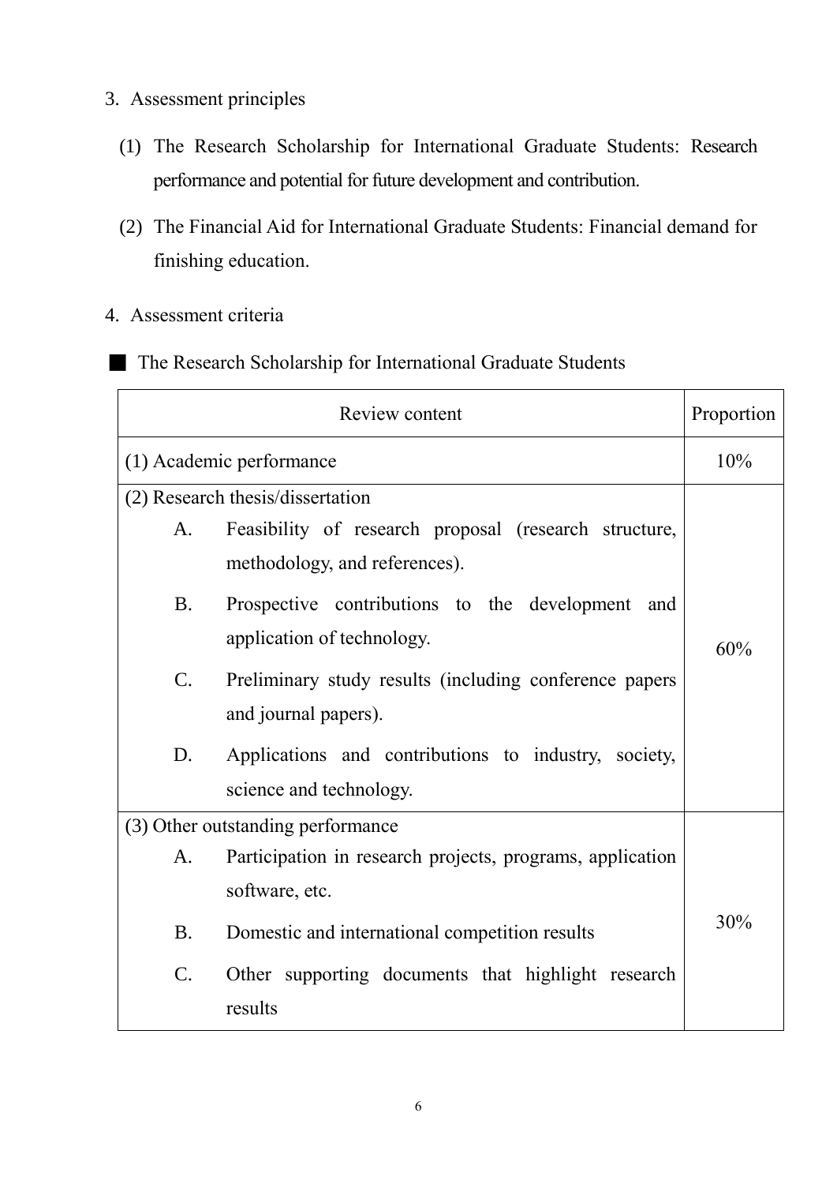3. Assessment principles

   (1) The Research Scholarship for International Graduate Students: Research performance and potential for future development and contribution.

   (2) The Financial Aid for International Graduate Students: Financial demand for finishing education.

4. Assessment criteria

■ The Research Scholarship for International Graduate Students

| Review content | Proportion |
|---|---|
| (1) Academic performance | 10% |
| (2) Research thesis/dissertation<br>A. Feasibility of research proposal (research structure, methodology, and references).<br>B. Prospective contributions to the development and application of technology.<br>C. Preliminary study results (including conference papers and journal papers).<br>D. Applications and contributions to industry, society, science and technology. | 60% |
| (3) Other outstanding performance<br>A. Participation in research projects, programs, application software, etc.<br>B. Domestic and international competition results<br>C. Other supporting documents that highlight research results | 30% |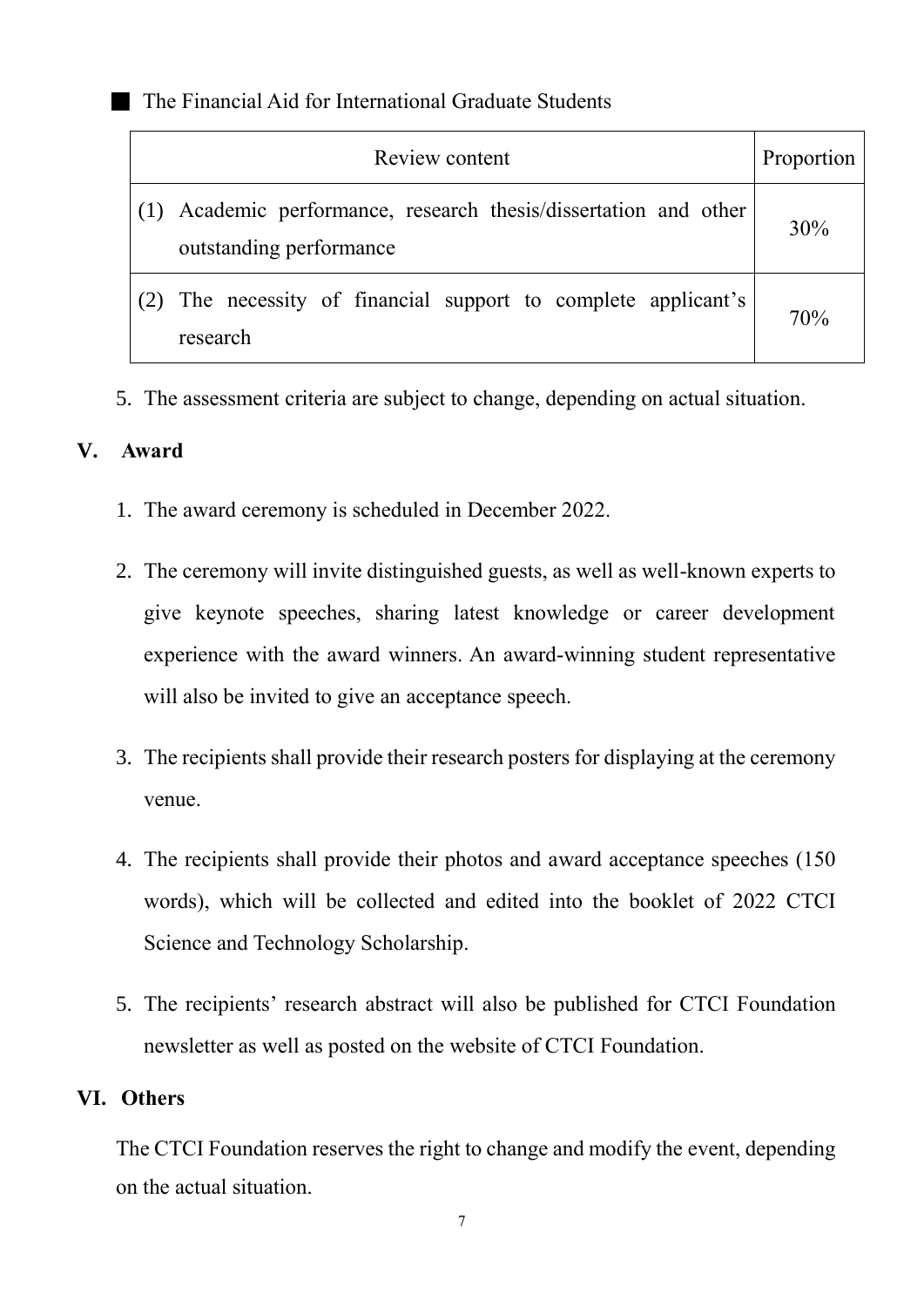■ The Financial Aid for International Graduate Students

| Review content | Proportion |
| --- | --- |
| (1) Academic performance, research thesis/dissertation and other outstanding performance | 30% |
| (2) The necessity of financial support to complete applicant's research | 70% |

5. The assessment criteria are subject to change, depending on actual situation.

## V. Award

1. The award ceremony is scheduled in December 2022.
2. The ceremony will invite distinguished guests, as well as well-known experts to give keynote speeches, sharing latest knowledge or career development experience with the award winners. An award-winning student representative will also be invited to give an acceptance speech.
3. The recipients shall provide their research posters for displaying at the ceremony venue.
4. The recipients shall provide their photos and award acceptance speeches (150 words), which will be collected and edited into the booklet of 2022 CTCI Science and Technology Scholarship.
5. The recipients' research abstract will also be published for CTCI Foundation newsletter as well as posted on the website of CTCI Foundation.

## VI. Others

The CTCI Foundation reserves the right to change and modify the event, depending on the actual situation.